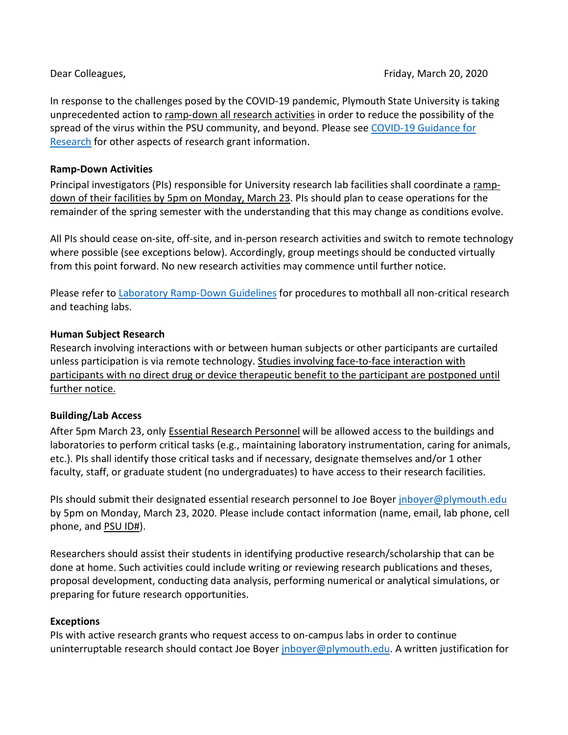Dear Colleagues, Friday, March 20, 2020

In response to the challenges posed by the COVID-19 pandemic, Plymouth State University is taking unprecedented action to ramp-down all research activities in order to reduce the possibility of the spread of the virus within the PSU community, and beyond. Please see [COVID-19 Guidance for Research] for other aspects of research grant information.

**Ramp-Down Activities**

Principal investigators (PIs) responsible for University research lab facilities shall coordinate a ramp-down of their facilities by 5pm on Monday, March 23. PIs should plan to cease operations for the remainder of the spring semester with the understanding that this may change as conditions evolve.

All PIs should cease on-site, off-site, and in-person research activities and switch to remote technology where possible (see exceptions below). Accordingly, group meetings should be conducted virtually from this point forward. No new research activities may commence until further notice.

Please refer to [Laboratory Ramp-Down Guidelines] for procedures to mothball all non-critical research and teaching labs.

**Human Subject Research**

Research involving interactions with or between human subjects or other participants are curtailed unless participation is via remote technology. Studies involving face-to-face interaction with participants with no direct drug or device therapeutic benefit to the participant are postponed until further notice.

**Building/Lab Access**

After 5pm March 23, only Essential Research Personnel will be allowed access to the buildings and laboratories to perform critical tasks (e.g., maintaining laboratory instrumentation, caring for animals, etc.). PIs shall identify those critical tasks and if necessary, designate themselves and/or 1 other faculty, staff, or graduate student (no undergraduates) to have access to their research facilities.

PIs should submit their designated essential research personnel to Joe Boyer jnboyer@plymouth.edu by 5pm on Monday, March 23, 2020. Please include contact information (name, email, lab phone, cell phone, and PSU ID#).

Researchers should assist their students in identifying productive research/scholarship that can be done at home. Such activities could include writing or reviewing research publications and theses, proposal development, conducting data analysis, performing numerical or analytical simulations, or preparing for future research opportunities.

**Exceptions**

PIs with active research grants who request access to on-campus labs in order to continue uninterruptable research should contact Joe Boyer jnboyer@plymouth.edu. A written justification for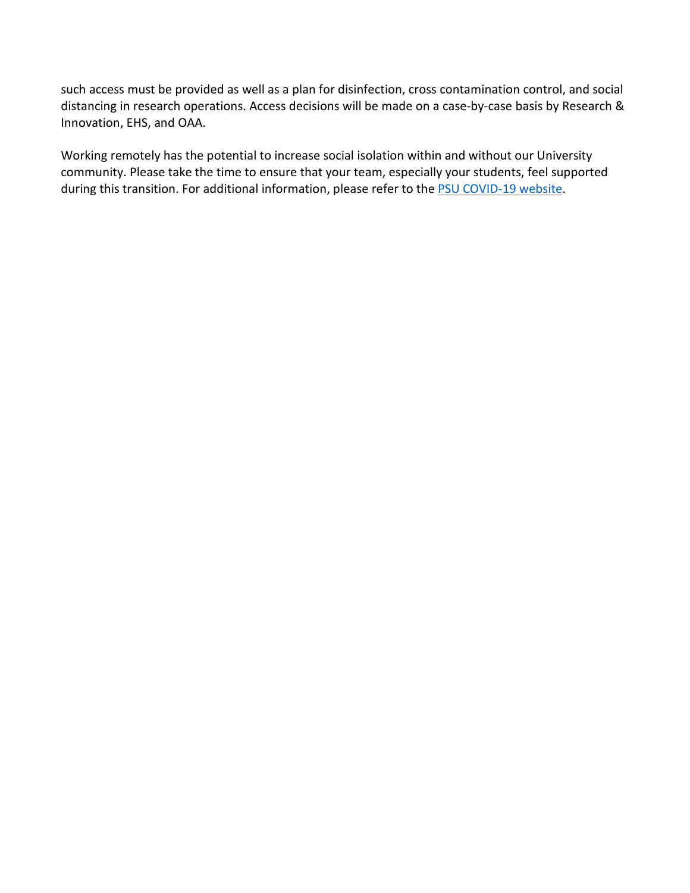such access must be provided as well as a plan for disinfection, cross contamination control, and social distancing in research operations. Access decisions will be made on a case-by-case basis by Research & Innovation, EHS, and OAA.

Working remotely has the potential to increase social isolation within and without our University community. Please take the time to ensure that your team, especially your students, feel supported during this transition. For additional information, please refer to the PSU COVID-19 website.